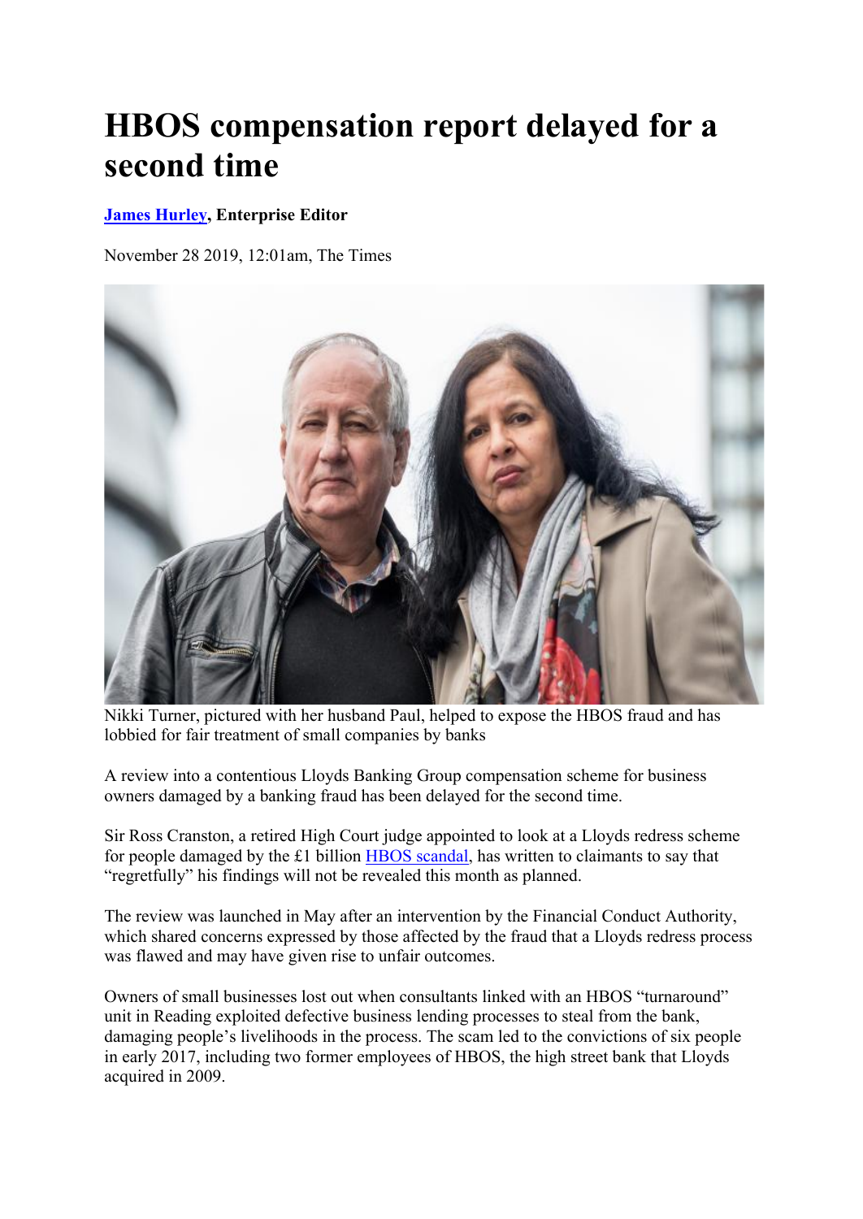# HBOS compensation report delayed for a second time

**James Hurley, Enterprise Editor**

November 28 2019, 12:01am, The Times

Nikki Turner, pictured with her husband Paul, helped to expose the HBOS fraud and has lobbied for fair treatment of small companies by banks

A review into a contentious Lloyds Banking Group compensation scheme for business owners damaged by a banking fraud has been delayed for the second time.

Sir Ross Cranston, a retired High Court judge appointed to look at a Lloyds redress scheme for people damaged by the £1 billion HBOS scandal, has written to claimants to say that "regretfully" his findings will not be revealed this month as planned.

The review was launched in May after an intervention by the Financial Conduct Authority, which shared concerns expressed by those affected by the fraud that a Lloyds redress process was flawed and may have given rise to unfair outcomes.

Owners of small businesses lost out when consultants linked with an HBOS "turnaround" unit in Reading exploited defective business lending processes to steal from the bank, damaging people's livelihoods in the process. The scam led to the convictions of six people in early 2017, including two former employees of HBOS, the high street bank that Lloyds acquired in 2009.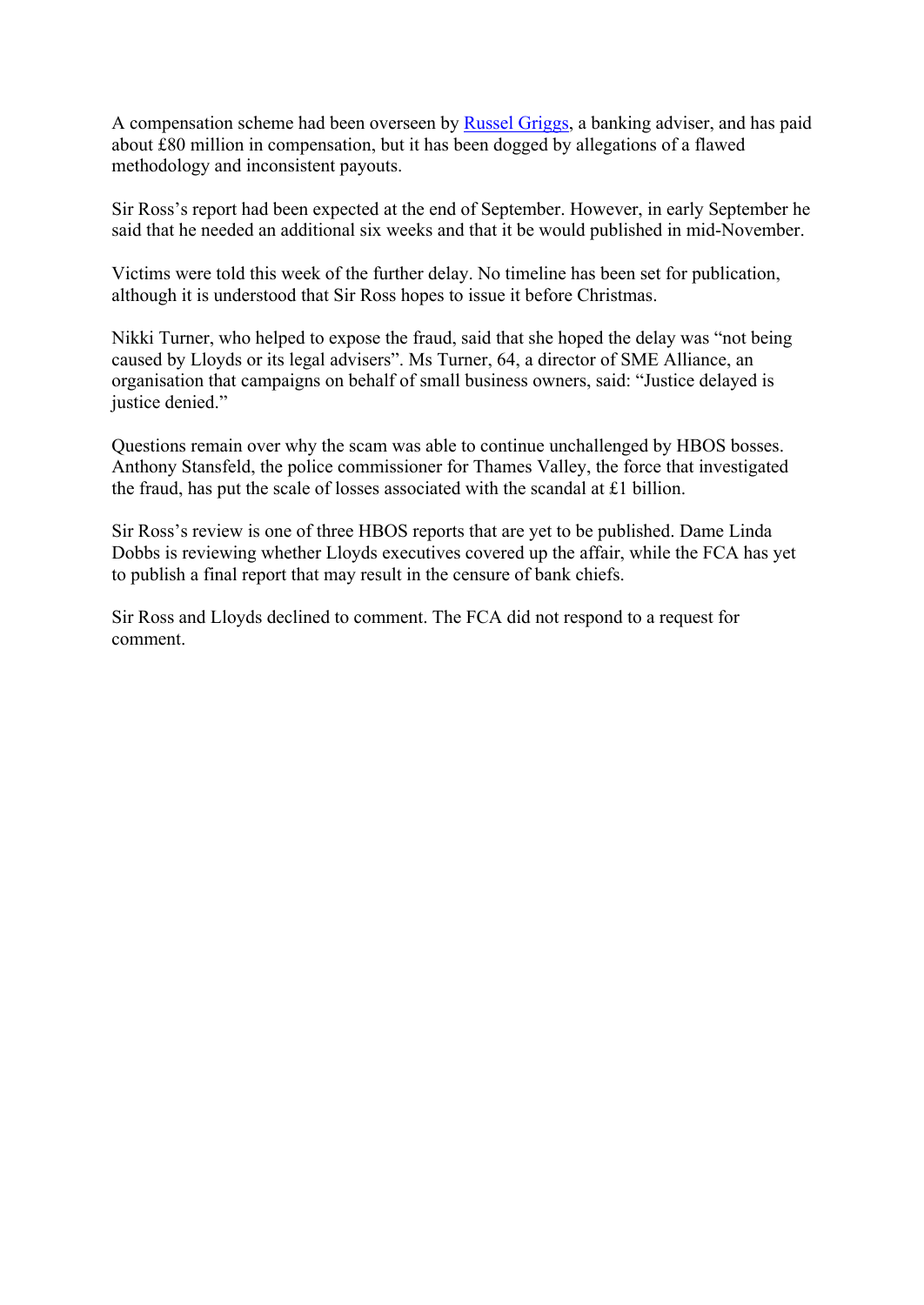A compensation scheme had been overseen by [Russel Griggs](), a banking adviser, and has paid about £80 million in compensation, but it has been dogged by allegations of a flawed methodology and inconsistent payouts.

Sir Ross's report had been expected at the end of September. However, in early September he said that he needed an additional six weeks and that it be would published in mid-November.

Victims were told this week of the further delay. No timeline has been set for publication, although it is understood that Sir Ross hopes to issue it before Christmas.

Nikki Turner, who helped to expose the fraud, said that she hoped the delay was "not being caused by Lloyds or its legal advisers". Ms Turner, 64, a director of SME Alliance, an organisation that campaigns on behalf of small business owners, said: "Justice delayed is justice denied."

Questions remain over why the scam was able to continue unchallenged by HBOS bosses. Anthony Stansfeld, the police commissioner for Thames Valley, the force that investigated the fraud, has put the scale of losses associated with the scandal at £1 billion.

Sir Ross's review is one of three HBOS reports that are yet to be published. Dame Linda Dobbs is reviewing whether Lloyds executives covered up the affair, while the FCA has yet to publish a final report that may result in the censure of bank chiefs.

Sir Ross and Lloyds declined to comment. The FCA did not respond to a request for comment.